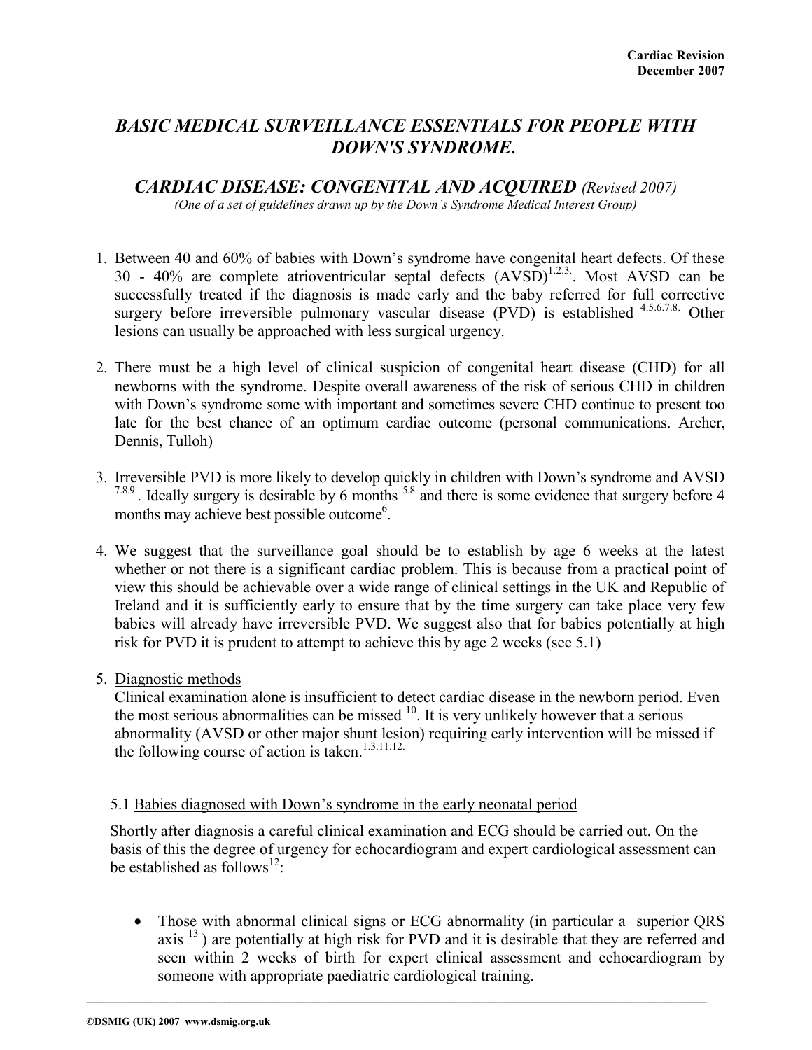**Cardiac Revision**
**December 2007**

# *BASIC MEDICAL SURVEILLANCE ESSENTIALS FOR PEOPLE WITH DOWN'S SYNDROME.*

## *CARDIAC DISEASE: CONGENITAL AND ACQUIRED* *(Revised 2007)*

*(One of a set of guidelines drawn up by the Down's Syndrome Medical Interest Group)*

1. Between 40 and 60% of babies with Down's syndrome have congenital heart defects. Of these 30 - 40% are complete atrioventricular septal defects (AVSD)[1.2.3.]. Most AVSD can be successfully treated if the diagnosis is made early and the baby referred for full corrective surgery before irreversible pulmonary vascular disease (PVD) is established [4.5.6.7.8.] Other lesions can usually be approached with less surgical urgency.

2. There must be a high level of clinical suspicion of congenital heart disease (CHD) for all newborns with the syndrome. Despite overall awareness of the risk of serious CHD in children with Down's syndrome some with important and sometimes severe CHD continue to present too late for the best chance of an optimum cardiac outcome (personal communications. Archer, Dennis, Tulloh)

3. Irreversible PVD is more likely to develop quickly in children with Down's syndrome and AVSD [7.8.9.]. Ideally surgery is desirable by 6 months [5.8] and there is some evidence that surgery before 4 months may achieve best possible outcome[6].

4. We suggest that the surveillance goal should be to establish by age 6 weeks at the latest whether or not there is a significant cardiac problem. This is because from a practical point of view this should be achievable over a wide range of clinical settings in the UK and Republic of Ireland and it is sufficiently early to ensure that by the time surgery can take place very few babies will already have irreversible PVD. We suggest also that for babies potentially at high risk for PVD it is prudent to attempt to achieve this by age 2 weeks (see 5.1)

5. Diagnostic methods

   Clinical examination alone is insufficient to detect cardiac disease in the newborn period. Even the most serious abnormalities can be missed [10]. It is very unlikely however that a serious abnormality (AVSD or other major shunt lesion) requiring early intervention will be missed if the following course of action is taken.[1.3.11.12.]

   5.1 Babies diagnosed with Down's syndrome in the early neonatal period

   Shortly after diagnosis a careful clinical examination and ECG should be carried out. On the basis of this the degree of urgency for echocardiogram and expert cardiological assessment can be established as follows[12]:

   - Those with abnormal clinical signs or ECG abnormality (in particular a superior QRS axis [13]) are potentially at high risk for PVD and it is desirable that they are referred and seen within 2 weeks of birth for expert clinical assessment and echocardiogram by someone with appropriate paediatric cardiological training.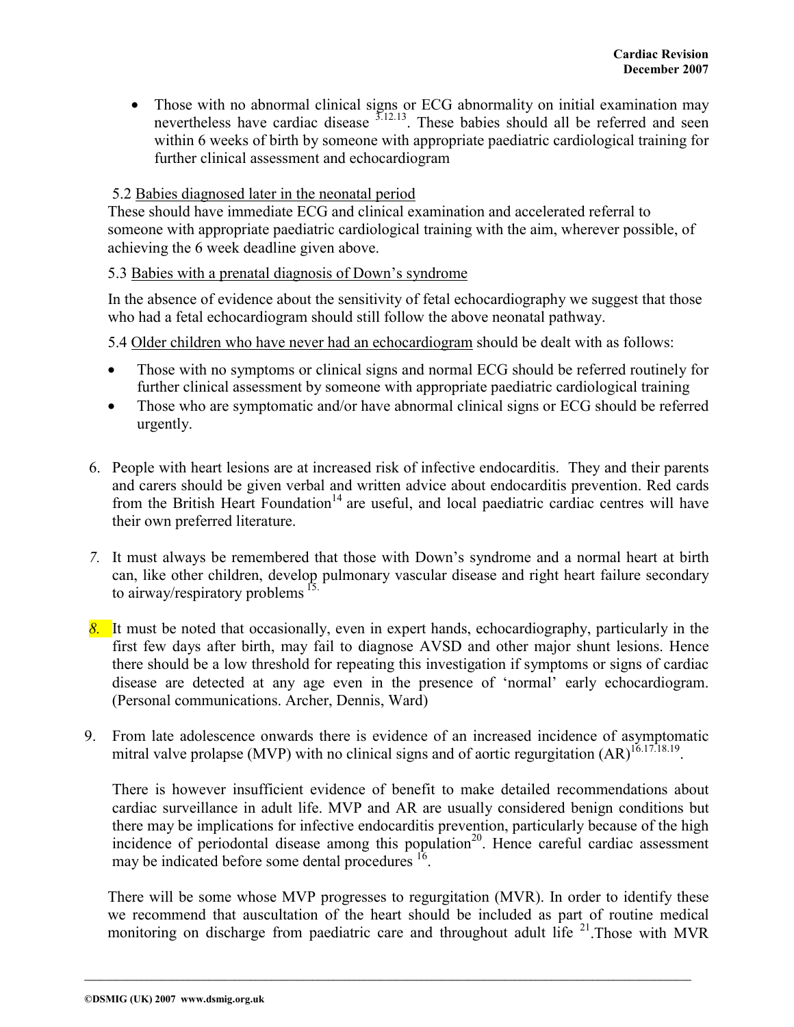- Those with no abnormal clinical signs or ECG abnormality on initial examination may nevertheless have cardiac disease [3,12,13]. These babies should all be referred and seen within 6 weeks of birth by someone with appropriate paediatric cardiological training for further clinical assessment and echocardiogram

5.2 Babies diagnosed later in the neonatal period

These should have immediate ECG and clinical examination and accelerated referral to someone with appropriate paediatric cardiological training with the aim, wherever possible, of achieving the 6 week deadline given above.

5.3 Babies with a prenatal diagnosis of Down's syndrome

In the absence of evidence about the sensitivity of fetal echocardiography we suggest that those who had a fetal echocardiogram should still follow the above neonatal pathway.

5.4 Older children who have never had an echocardiogram should be dealt with as follows:

- Those with no symptoms or clinical signs and normal ECG should be referred routinely for further clinical assessment by someone with appropriate paediatric cardiological training
- Those who are symptomatic and/or have abnormal clinical signs or ECG should be referred urgently.

6. People with heart lesions are at increased risk of infective endocarditis. They and their parents and carers should be given verbal and written advice about endocarditis prevention. Red cards from the British Heart Foundation[14] are useful, and local paediatric cardiac centres will have their own preferred literature.

7. It must always be remembered that those with Down's syndrome and a normal heart at birth can, like other children, develop pulmonary vascular disease and right heart failure secondary to airway/respiratory problems [15].

8. It must be noted that occasionally, even in expert hands, echocardiography, particularly in the first few days after birth, may fail to diagnose AVSD and other major shunt lesions. Hence there should be a low threshold for repeating this investigation if symptoms or signs of cardiac disease are detected at any age even in the presence of 'normal' early echocardiogram. (Personal communications. Archer, Dennis, Ward)

9. From late adolescence onwards there is evidence of an increased incidence of asymptomatic mitral valve prolapse (MVP) with no clinical signs and of aortic regurgitation (AR)[16,17,18,19].

   There is however insufficient evidence of benefit to make detailed recommendations about cardiac surveillance in adult life. MVP and AR are usually considered benign conditions but there may be implications for infective endocarditis prevention, particularly because of the high incidence of periodontal disease among this population[20]. Hence careful cardiac assessment may be indicated before some dental procedures [16].

   There will be some whose MVP progresses to regurgitation (MVR). In order to identify these we recommend that auscultation of the heart should be included as part of routine medical monitoring on discharge from paediatric care and throughout adult life [21]. Those with MVR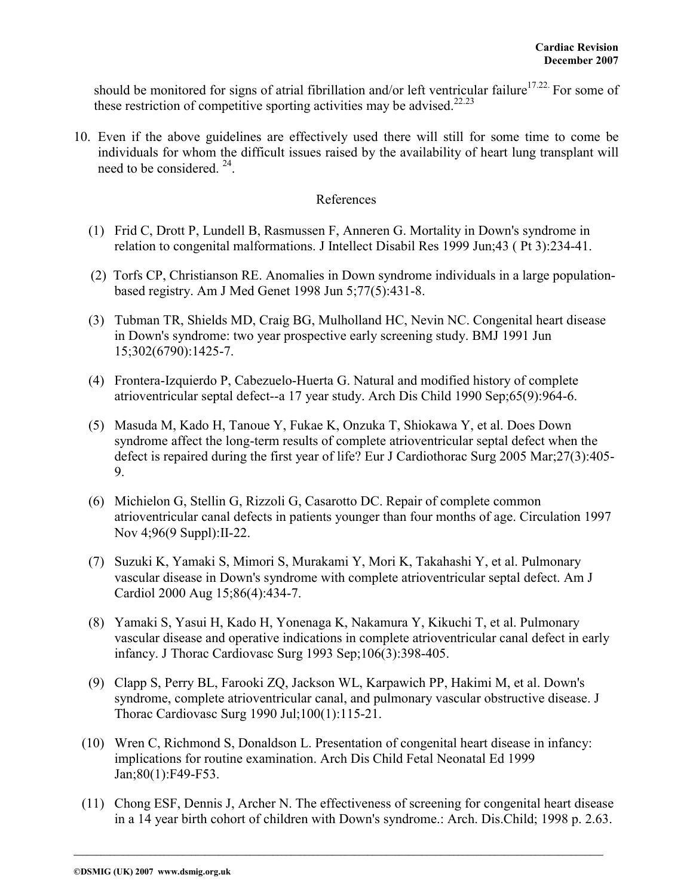should be monitored for signs of atrial fibrillation and/or left ventricular failure[17.22.] For some of these restriction of competitive sporting activities may be advised.[22.23]

10. Even if the above guidelines are effectively used there will still for some time to come be individuals for whom the difficult issues raised by the availability of heart lung transplant will need to be considered. [24].

## References

(1) Frid C, Drott P, Lundell B, Rasmussen F, Anneren G. Mortality in Down's syndrome in relation to congenital malformations. J Intellect Disabil Res 1999 Jun;43 ( Pt 3):234-41.

(2) Torfs CP, Christianson RE. Anomalies in Down syndrome individuals in a large population-based registry. Am J Med Genet 1998 Jun 5;77(5):431-8.

(3) Tubman TR, Shields MD, Craig BG, Mulholland HC, Nevin NC. Congenital heart disease in Down's syndrome: two year prospective early screening study. BMJ 1991 Jun 15;302(6790):1425-7.

(4) Frontera-Izquierdo P, Cabezuelo-Huerta G. Natural and modified history of complete atrioventricular septal defect--a 17 year study. Arch Dis Child 1990 Sep;65(9):964-6.

(5) Masuda M, Kado H, Tanoue Y, Fukae K, Onzuka T, Shiokawa Y, et al. Does Down syndrome affect the long-term results of complete atrioventricular septal defect when the defect is repaired during the first year of life? Eur J Cardiothorac Surg 2005 Mar;27(3):405-9.

(6) Michielon G, Stellin G, Rizzoli G, Casarotto DC. Repair of complete common atrioventricular canal defects in patients younger than four months of age. Circulation 1997 Nov 4;96(9 Suppl):II-22.

(7) Suzuki K, Yamaki S, Mimori S, Murakami Y, Mori K, Takahashi Y, et al. Pulmonary vascular disease in Down's syndrome with complete atrioventricular septal defect. Am J Cardiol 2000 Aug 15;86(4):434-7.

(8) Yamaki S, Yasui H, Kado H, Yonenaga K, Nakamura Y, Kikuchi T, et al. Pulmonary vascular disease and operative indications in complete atrioventricular canal defect in early infancy. J Thorac Cardiovasc Surg 1993 Sep;106(3):398-405.

(9) Clapp S, Perry BL, Farooki ZQ, Jackson WL, Karpawich PP, Hakimi M, et al. Down's syndrome, complete atrioventricular canal, and pulmonary vascular obstructive disease. J Thorac Cardiovasc Surg 1990 Jul;100(1):115-21.

(10) Wren C, Richmond S, Donaldson L. Presentation of congenital heart disease in infancy: implications for routine examination. Arch Dis Child Fetal Neonatal Ed 1999 Jan;80(1):F49-F53.

(11) Chong ESF, Dennis J, Archer N. The effectiveness of screening for congenital heart disease in a 14 year birth cohort of children with Down's syndrome.: Arch. Dis.Child; 1998 p. 2.63.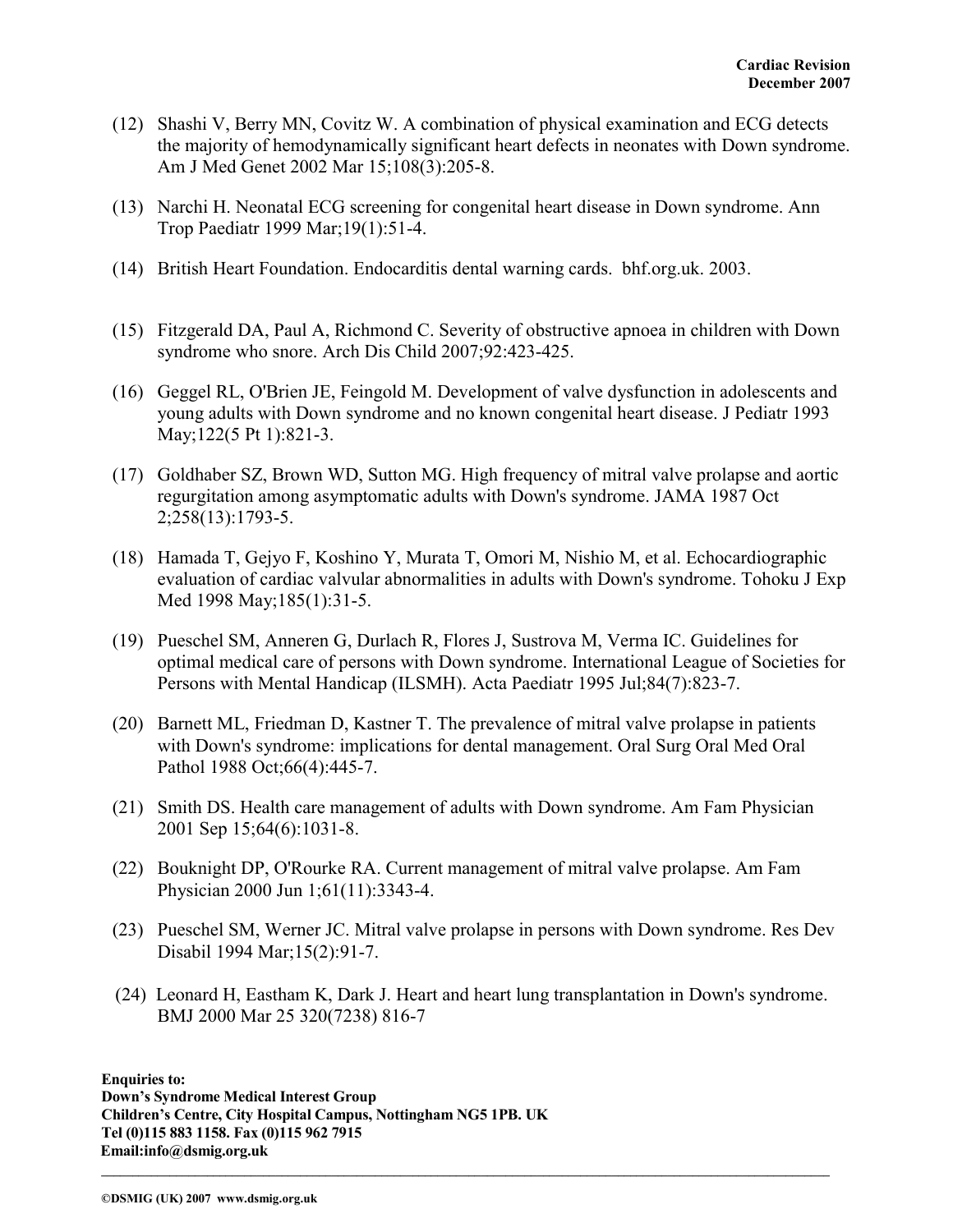(12) Shashi V, Berry MN, Covitz W. A combination of physical examination and ECG detects the majority of hemodynamically significant heart defects in neonates with Down syndrome. Am J Med Genet 2002 Mar 15;108(3):205-8.

(13) Narchi H. Neonatal ECG screening for congenital heart disease in Down syndrome. Ann Trop Paediatr 1999 Mar;19(1):51-4.

(14) British Heart Foundation. Endocarditis dental warning cards. bhf.org.uk. 2003.

(15) Fitzgerald DA, Paul A, Richmond C. Severity of obstructive apnoea in children with Down syndrome who snore. Arch Dis Child 2007;92:423-425.

(16) Geggel RL, O'Brien JE, Feingold M. Development of valve dysfunction in adolescents and young adults with Down syndrome and no known congenital heart disease. J Pediatr 1993 May;122(5 Pt 1):821-3.

(17) Goldhaber SZ, Brown WD, Sutton MG. High frequency of mitral valve prolapse and aortic regurgitation among asymptomatic adults with Down's syndrome. JAMA 1987 Oct 2;258(13):1793-5.

(18) Hamada T, Gejyo F, Koshino Y, Murata T, Omori M, Nishio M, et al. Echocardiographic evaluation of cardiac valvular abnormalities in adults with Down's syndrome. Tohoku J Exp Med 1998 May;185(1):31-5.

(19) Pueschel SM, Anneren G, Durlach R, Flores J, Sustrova M, Verma IC. Guidelines for optimal medical care of persons with Down syndrome. International League of Societies for Persons with Mental Handicap (ILSMH). Acta Paediatr 1995 Jul;84(7):823-7.

(20) Barnett ML, Friedman D, Kastner T. The prevalence of mitral valve prolapse in patients with Down's syndrome: implications for dental management. Oral Surg Oral Med Oral Pathol 1988 Oct;66(4):445-7.

(21) Smith DS. Health care management of adults with Down syndrome. Am Fam Physician 2001 Sep 15;64(6):1031-8.

(22) Bouknight DP, O'Rourke RA. Current management of mitral valve prolapse. Am Fam Physician 2000 Jun 1;61(11):3343-4.

(23) Pueschel SM, Werner JC. Mitral valve prolapse in persons with Down syndrome. Res Dev Disabil 1994 Mar;15(2):91-7.

(24) Leonard H, Eastham K, Dark J. Heart and heart lung transplantation in Down's syndrome. BMJ 2000 Mar 25 320(7238) 816-7

**Enquiries to:**
**Down's Syndrome Medical Interest Group**
**Children's Centre, City Hospital Campus, Nottingham NG5 1PB. UK**
**Tel (0)115 883 1158. Fax (0)115 962 7915**
**Email:info@dsmig.org.uk**

**©DSMIG (UK) 2007 www.dsmig.org.uk**